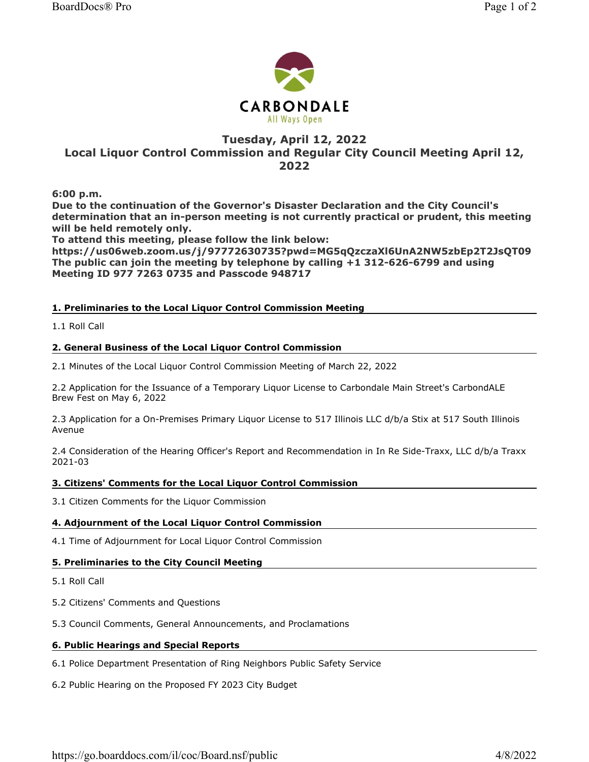CARBONDALE

All Ways Open

# Tuesday, April 12, 2022
# Local Liquor Control Commission and Regular City Council Meeting April 12, 2022

**6:00 p.m.**
**Due to the continuation of the Governor's Disaster Declaration and the City Council's determination that an in-person meeting is not currently practical or prudent, this meeting will be held remotely only.**
**To attend this meeting, please follow the link below:**
**https://us06web.zoom.us/j/97772630735?pwd=MG5qQzczaXl6UnA2NW5zbEp2T2JsQT09**
**The public can join the meeting by telephone by calling +1 312-626-6799 and using Meeting ID 977 7263 0735 and Passcode 948717**

## 1. Preliminaries to the Local Liquor Control Commission Meeting

1.1 Roll Call

## 2. General Business of the Local Liquor Control Commission

2.1 Minutes of the Local Liquor Control Commission Meeting of March 22, 2022

2.2 Application for the Issuance of a Temporary Liquor License to Carbondale Main Street's CarbondALE Brew Fest on May 6, 2022

2.3 Application for a On-Premises Primary Liquor License to 517 Illinois LLC d/b/a Stix at 517 South Illinois Avenue

2.4 Consideration of the Hearing Officer's Report and Recommendation in In Re Side-Traxx, LLC d/b/a Traxx 2021-03

## 3. Citizens' Comments for the Local Liquor Control Commission

3.1 Citizen Comments for the Liquor Commission

## 4. Adjournment of the Local Liquor Control Commission

4.1 Time of Adjournment for Local Liquor Control Commission

## 5. Preliminaries to the City Council Meeting

5.1 Roll Call

5.2 Citizens' Comments and Questions

5.3 Council Comments, General Announcements, and Proclamations

## 6. Public Hearings and Special Reports

6.1 Police Department Presentation of Ring Neighbors Public Safety Service

6.2 Public Hearing on the Proposed FY 2023 City Budget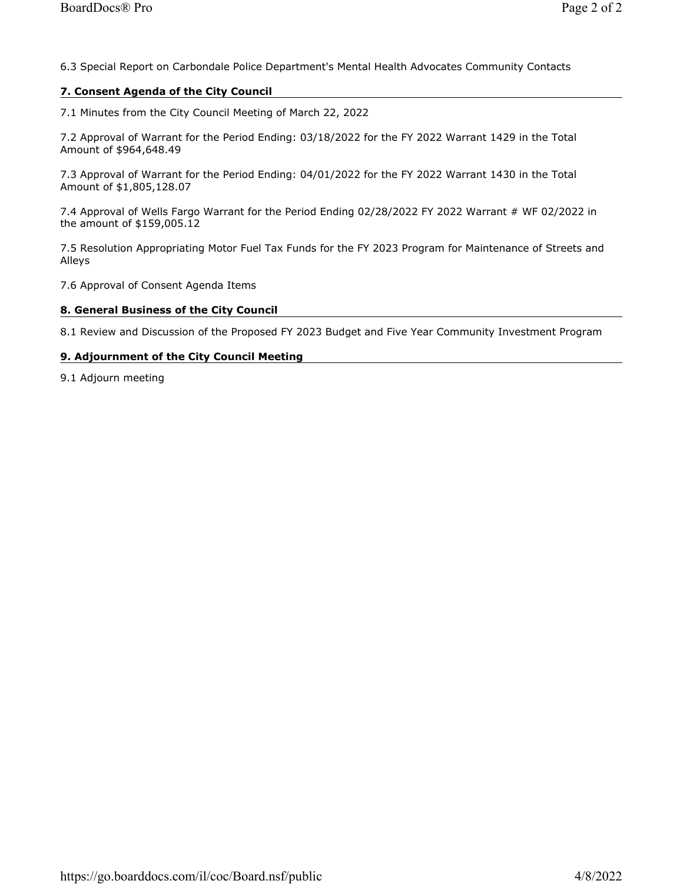6.3 Special Report on Carbondale Police Department's Mental Health Advocates Community Contacts

## 7. Consent Agenda of the City Council

7.1 Minutes from the City Council Meeting of March 22, 2022

7.2 Approval of Warrant for the Period Ending: 03/18/2022 for the FY 2022 Warrant 1429 in the Total Amount of $964,648.49

7.3 Approval of Warrant for the Period Ending: 04/01/2022 for the FY 2022 Warrant 1430 in the Total Amount of $1,805,128.07

7.4 Approval of Wells Fargo Warrant for the Period Ending 02/28/2022 FY 2022 Warrant # WF 02/2022 in the amount of $159,005.12

7.5 Resolution Appropriating Motor Fuel Tax Funds for the FY 2023 Program for Maintenance of Streets and Alleys

7.6 Approval of Consent Agenda Items

## 8. General Business of the City Council

8.1 Review and Discussion of the Proposed FY 2023 Budget and Five Year Community Investment Program

## 9. Adjournment of the City Council Meeting

9.1 Adjourn meeting